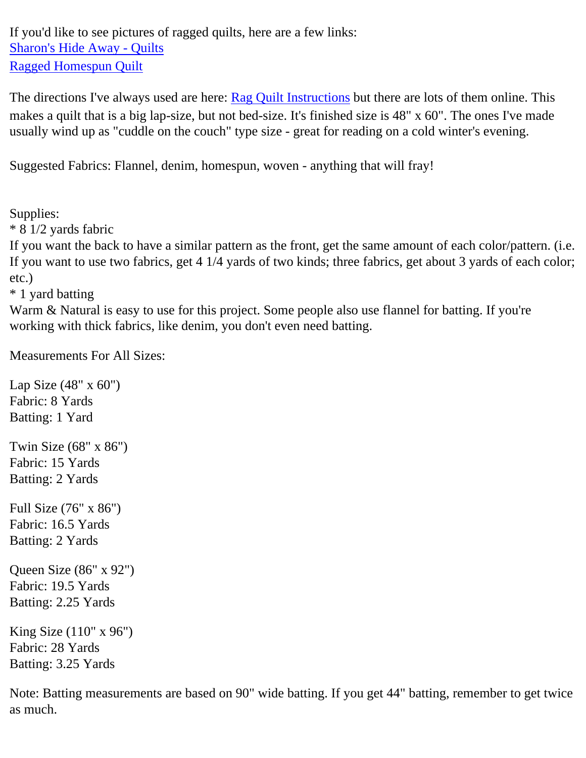If you'd like to see pictures of ragged quilts, here are a few links:
[Sharon's Hide Away - Quilts]()
[Ragged Homespun Quilt]()

The directions I've always used are here: [Rag Quilt Instructions]() but there are lots of them online. This makes a quilt that is a big lap-size, but not bed-size. It's finished size is 48" x 60". The ones I've made usually wind up as "cuddle on the couch" type size - great for reading on a cold winter's evening.

Suggested Fabrics: Flannel, denim, homespun, woven - anything that will fray!

Supplies:
* 8 1/2 yards fabric
If you want the back to have a similar pattern as the front, get the same amount of each color/pattern. (i.e. If you want to use two fabrics, get 4 1/4 yards of two kinds; three fabrics, get about 3 yards of each color; etc.)
* 1 yard batting
Warm & Natural is easy to use for this project. Some people also use flannel for batting. If you're working with thick fabrics, like denim, you don't even need batting.

Measurements For All Sizes:

Lap Size (48" x 60")
Fabric: 8 Yards
Batting: 1 Yard

Twin Size (68" x 86")
Fabric: 15 Yards
Batting: 2 Yards

Full Size (76" x 86")
Fabric: 16.5 Yards
Batting: 2 Yards

Queen Size (86" x 92")
Fabric: 19.5 Yards
Batting: 2.25 Yards

King Size (110" x 96")
Fabric: 28 Yards
Batting: 3.25 Yards

Note: Batting measurements are based on 90" wide batting. If you get 44" batting, remember to get twice as much.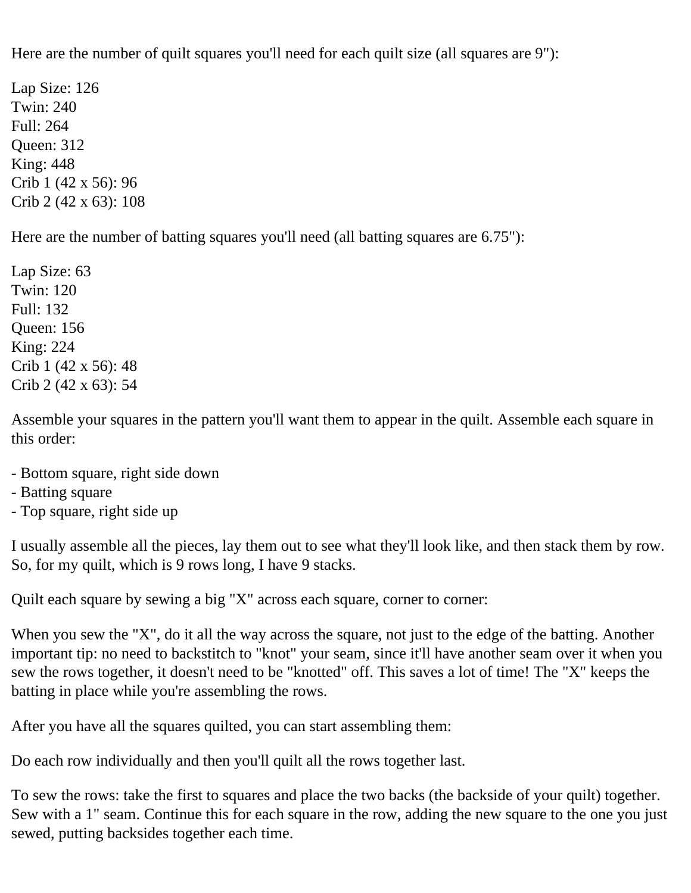Here are the number of quilt squares you'll need for each quilt size (all squares are 9"):

Lap Size: 126
Twin: 240
Full: 264
Queen: 312
King: 448
Crib 1 (42 x 56): 96
Crib 2 (42 x 63): 108

Here are the number of batting squares you'll need (all batting squares are 6.75"):

Lap Size: 63
Twin: 120
Full: 132
Queen: 156
King: 224
Crib 1 (42 x 56): 48
Crib 2 (42 x 63): 54

Assemble your squares in the pattern you'll want them to appear in the quilt. Assemble each square in this order:

- Bottom square, right side down
- Batting square
- Top square, right side up

I usually assemble all the pieces, lay them out to see what they'll look like, and then stack them by row. So, for my quilt, which is 9 rows long, I have 9 stacks.

Quilt each square by sewing a big "X" across each square, corner to corner:

When you sew the "X", do it all the way across the square, not just to the edge of the batting. Another important tip: no need to backstitch to "knot" your seam, since it'll have another seam over it when you sew the rows together, it doesn't need to be "knotted" off. This saves a lot of time! The "X" keeps the batting in place while you're assembling the rows.

After you have all the squares quilted, you can start assembling them:

Do each row individually and then you'll quilt all the rows together last.

To sew the rows: take the first to squares and place the two backs (the backside of your quilt) together. Sew with a 1" seam. Continue this for each square in the row, adding the new square to the one you just sewed, putting backsides together each time.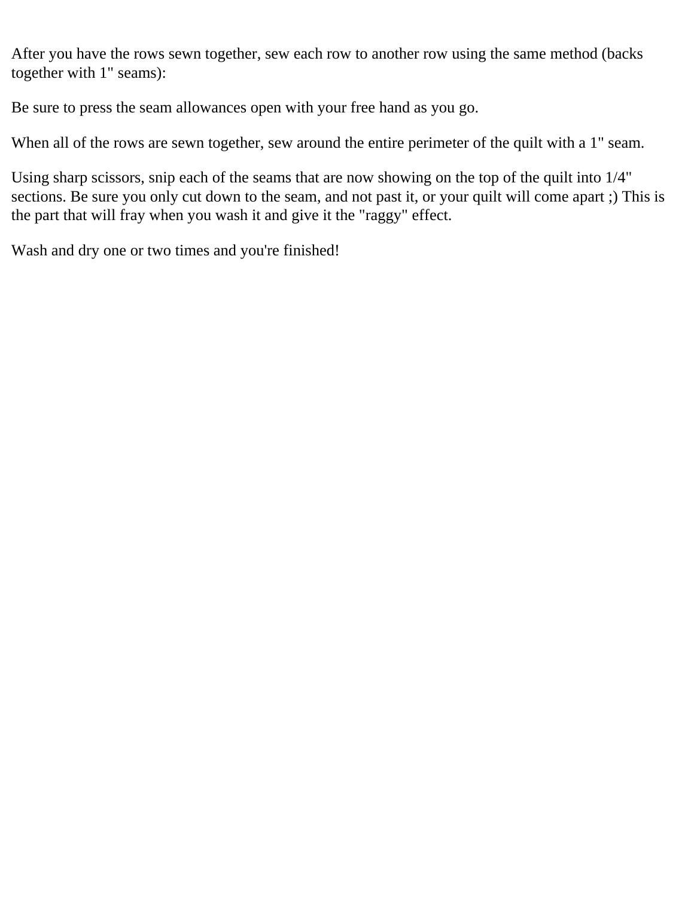After you have the rows sewn together, sew each row to another row using the same method (backs together with 1" seams):

Be sure to press the seam allowances open with your free hand as you go.

When all of the rows are sewn together, sew around the entire perimeter of the quilt with a 1" seam.

Using sharp scissors, snip each of the seams that are now showing on the top of the quilt into 1/4" sections. Be sure you only cut down to the seam, and not past it, or your quilt will come apart ;) This is the part that will fray when you wash it and give it the "raggy" effect.

Wash and dry one or two times and you're finished!